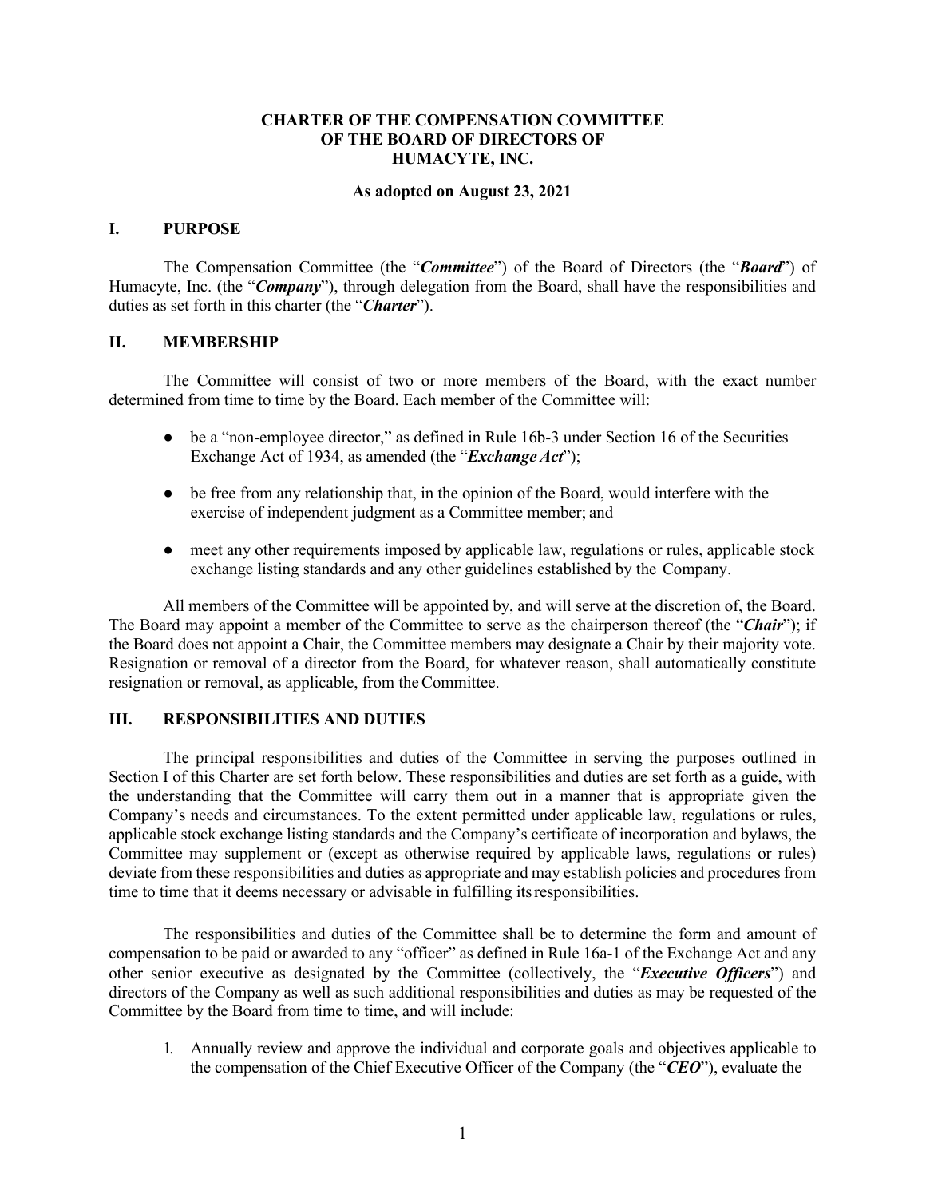# CHARTER OF THE COMPENSATION COMMITTEE OF THE BOARD OF DIRECTORS OF HUMACYTE, INC.

**As adopted on August 23, 2021**

## I. PURPOSE

The Compensation Committee (the "***Committee***") of the Board of Directors (the "***Board***") of Humacyte, Inc. (the "***Company***"), through delegation from the Board, shall have the responsibilities and duties as set forth in this charter (the "***Charter***").

## II. MEMBERSHIP

The Committee will consist of two or more members of the Board, with the exact number determined from time to time by the Board. Each member of the Committee will:

- be a "non-employee director," as defined in Rule 16b-3 under Section 16 of the Securities Exchange Act of 1934, as amended (the "***Exchange Act***");
- be free from any relationship that, in the opinion of the Board, would interfere with the exercise of independent judgment as a Committee member; and
- meet any other requirements imposed by applicable law, regulations or rules, applicable stock exchange listing standards and any other guidelines established by the Company.

All members of the Committee will be appointed by, and will serve at the discretion of, the Board. The Board may appoint a member of the Committee to serve as the chairperson thereof (the "***Chair***"); if the Board does not appoint a Chair, the Committee members may designate a Chair by their majority vote. Resignation or removal of a director from the Board, for whatever reason, shall automatically constitute resignation or removal, as applicable, from the Committee.

## III. RESPONSIBILITIES AND DUTIES

The principal responsibilities and duties of the Committee in serving the purposes outlined in Section I of this Charter are set forth below. These responsibilities and duties are set forth as a guide, with the understanding that the Committee will carry them out in a manner that is appropriate given the Company's needs and circumstances. To the extent permitted under applicable law, regulations or rules, applicable stock exchange listing standards and the Company's certificate of incorporation and bylaws, the Committee may supplement or (except as otherwise required by applicable laws, regulations or rules) deviate from these responsibilities and duties as appropriate and may establish policies and procedures from time to time that it deems necessary or advisable in fulfilling its responsibilities.

The responsibilities and duties of the Committee shall be to determine the form and amount of compensation to be paid or awarded to any "officer" as defined in Rule 16a-1 of the Exchange Act and any other senior executive as designated by the Committee (collectively, the "***Executive Officers***") and directors of the Company as well as such additional responsibilities and duties as may be requested of the Committee by the Board from time to time, and will include:

1. Annually review and approve the individual and corporate goals and objectives applicable to the compensation of the Chief Executive Officer of the Company (the "***CEO***"), evaluate the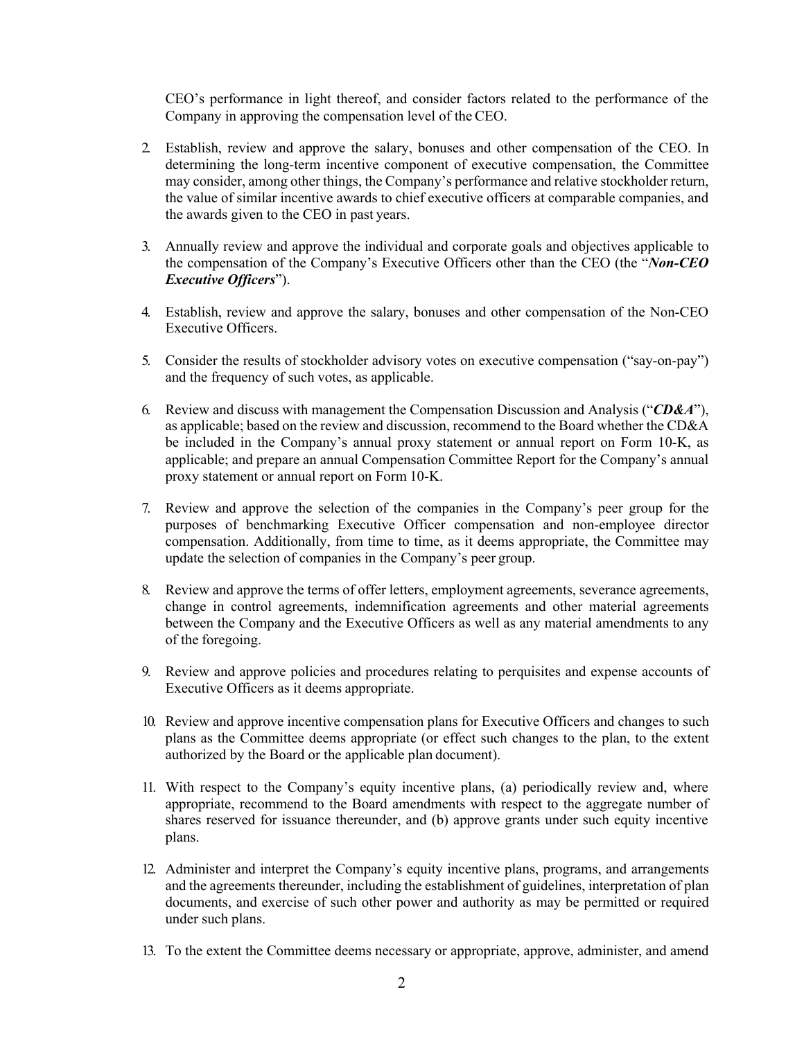CEO's performance in light thereof, and consider factors related to the performance of the Company in approving the compensation level of the CEO.

2. Establish, review and approve the salary, bonuses and other compensation of the CEO. In determining the long-term incentive component of executive compensation, the Committee may consider, among other things, the Company's performance and relative stockholder return, the value of similar incentive awards to chief executive officers at comparable companies, and the awards given to the CEO in past years.

3. Annually review and approve the individual and corporate goals and objectives applicable to the compensation of the Company's Executive Officers other than the CEO (the "***Non-CEO Executive Officers***").

4. Establish, review and approve the salary, bonuses and other compensation of the Non-CEO Executive Officers.

5. Consider the results of stockholder advisory votes on executive compensation ("say-on-pay") and the frequency of such votes, as applicable.

6. Review and discuss with management the Compensation Discussion and Analysis ("***CD&A***"), as applicable; based on the review and discussion, recommend to the Board whether the CD&A be included in the Company's annual proxy statement or annual report on Form 10-K, as applicable; and prepare an annual Compensation Committee Report for the Company's annual proxy statement or annual report on Form 10-K.

7. Review and approve the selection of the companies in the Company's peer group for the purposes of benchmarking Executive Officer compensation and non-employee director compensation. Additionally, from time to time, as it deems appropriate, the Committee may update the selection of companies in the Company's peer group.

8. Review and approve the terms of offer letters, employment agreements, severance agreements, change in control agreements, indemnification agreements and other material agreements between the Company and the Executive Officers as well as any material amendments to any of the foregoing.

9. Review and approve policies and procedures relating to perquisites and expense accounts of Executive Officers as it deems appropriate.

10. Review and approve incentive compensation plans for Executive Officers and changes to such plans as the Committee deems appropriate (or effect such changes to the plan, to the extent authorized by the Board or the applicable plan document).

11. With respect to the Company's equity incentive plans, (a) periodically review and, where appropriate, recommend to the Board amendments with respect to the aggregate number of shares reserved for issuance thereunder, and (b) approve grants under such equity incentive plans.

12. Administer and interpret the Company's equity incentive plans, programs, and arrangements and the agreements thereunder, including the establishment of guidelines, interpretation of plan documents, and exercise of such other power and authority as may be permitted or required under such plans.

13. To the extent the Committee deems necessary or appropriate, approve, administer, and amend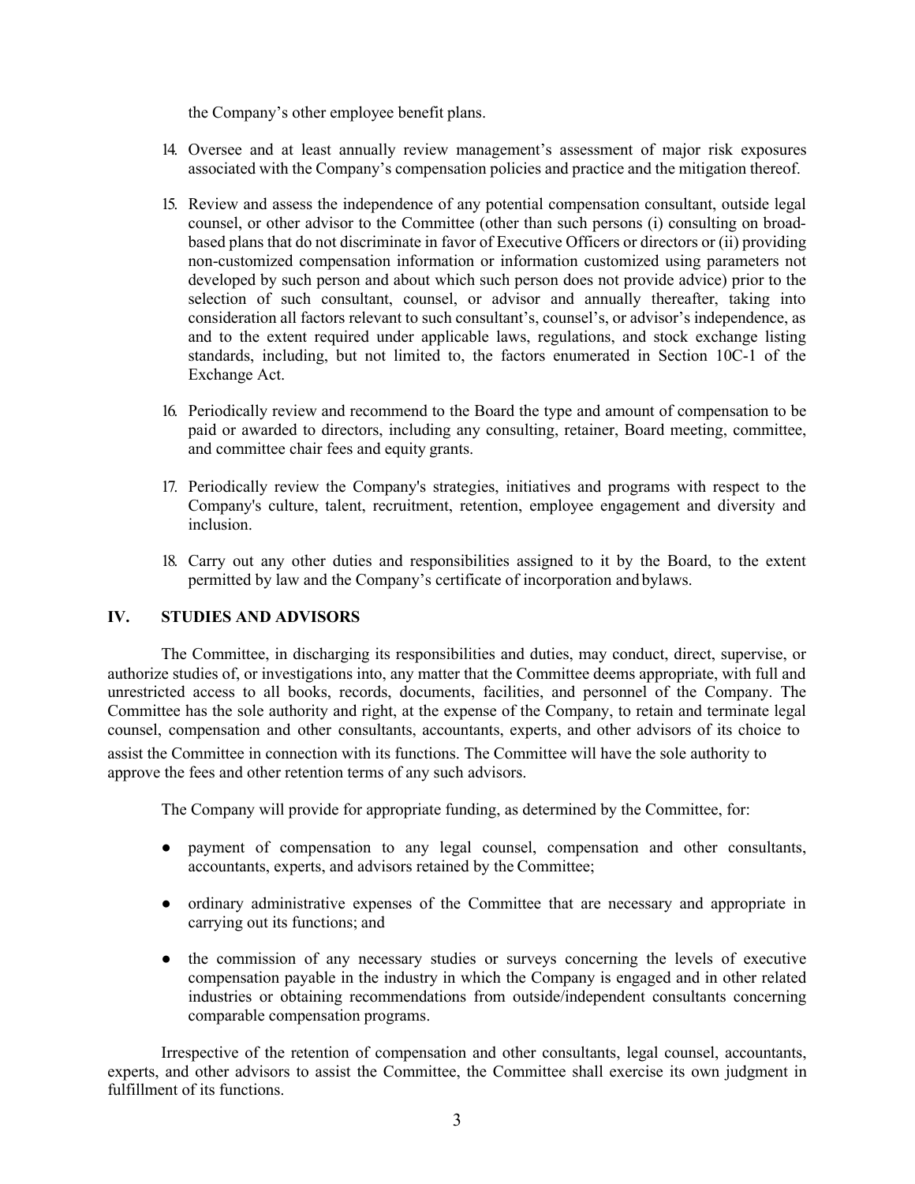the Company's other employee benefit plans.

14. Oversee and at least annually review management's assessment of major risk exposures associated with the Company's compensation policies and practice and the mitigation thereof.

15. Review and assess the independence of any potential compensation consultant, outside legal counsel, or other advisor to the Committee (other than such persons (i) consulting on broad-based plans that do not discriminate in favor of Executive Officers or directors or (ii) providing non-customized compensation information or information customized using parameters not developed by such person and about which such person does not provide advice) prior to the selection of such consultant, counsel, or advisor and annually thereafter, taking into consideration all factors relevant to such consultant's, counsel's, or advisor's independence, as and to the extent required under applicable laws, regulations, and stock exchange listing standards, including, but not limited to, the factors enumerated in Section 10C-1 of the Exchange Act.

16. Periodically review and recommend to the Board the type and amount of compensation to be paid or awarded to directors, including any consulting, retainer, Board meeting, committee, and committee chair fees and equity grants.

17. Periodically review the Company's strategies, initiatives and programs with respect to the Company's culture, talent, recruitment, retention, employee engagement and diversity and inclusion.

18. Carry out any other duties and responsibilities assigned to it by the Board, to the extent permitted by law and the Company's certificate of incorporation and bylaws.

## IV. STUDIES AND ADVISORS

The Committee, in discharging its responsibilities and duties, may conduct, direct, supervise, or authorize studies of, or investigations into, any matter that the Committee deems appropriate, with full and unrestricted access to all books, records, documents, facilities, and personnel of the Company. The Committee has the sole authority and right, at the expense of the Company, to retain and terminate legal counsel, compensation and other consultants, accountants, experts, and other advisors of its choice to assist the Committee in connection with its functions. The Committee will have the sole authority to approve the fees and other retention terms of any such advisors.

The Company will provide for appropriate funding, as determined by the Committee, for:

- payment of compensation to any legal counsel, compensation and other consultants, accountants, experts, and advisors retained by the Committee;
- ordinary administrative expenses of the Committee that are necessary and appropriate in carrying out its functions; and
- the commission of any necessary studies or surveys concerning the levels of executive compensation payable in the industry in which the Company is engaged and in other related industries or obtaining recommendations from outside/independent consultants concerning comparable compensation programs.

Irrespective of the retention of compensation and other consultants, legal counsel, accountants, experts, and other advisors to assist the Committee, the Committee shall exercise its own judgment in fulfillment of its functions.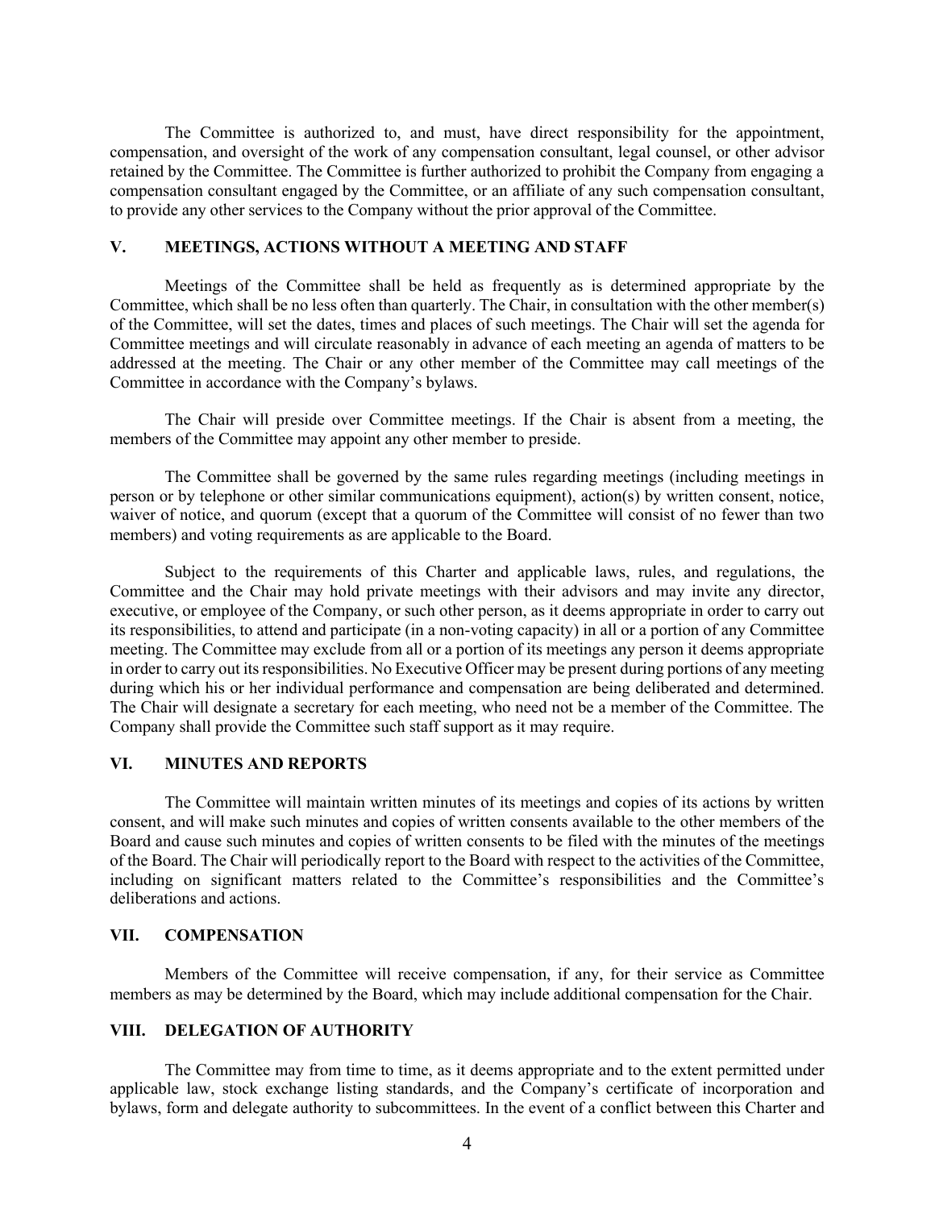The Committee is authorized to, and must, have direct responsibility for the appointment, compensation, and oversight of the work of any compensation consultant, legal counsel, or other advisor retained by the Committee. The Committee is further authorized to prohibit the Company from engaging a compensation consultant engaged by the Committee, or an affiliate of any such compensation consultant, to provide any other services to the Company without the prior approval of the Committee.

## V. MEETINGS, ACTIONS WITHOUT A MEETING AND STAFF

Meetings of the Committee shall be held as frequently as is determined appropriate by the Committee, which shall be no less often than quarterly. The Chair, in consultation with the other member(s) of the Committee, will set the dates, times and places of such meetings. The Chair will set the agenda for Committee meetings and will circulate reasonably in advance of each meeting an agenda of matters to be addressed at the meeting. The Chair or any other member of the Committee may call meetings of the Committee in accordance with the Company's bylaws.

The Chair will preside over Committee meetings. If the Chair is absent from a meeting, the members of the Committee may appoint any other member to preside.

The Committee shall be governed by the same rules regarding meetings (including meetings in person or by telephone or other similar communications equipment), action(s) by written consent, notice, waiver of notice, and quorum (except that a quorum of the Committee will consist of no fewer than two members) and voting requirements as are applicable to the Board.

Subject to the requirements of this Charter and applicable laws, rules, and regulations, the Committee and the Chair may hold private meetings with their advisors and may invite any director, executive, or employee of the Company, or such other person, as it deems appropriate in order to carry out its responsibilities, to attend and participate (in a non-voting capacity) in all or a portion of any Committee meeting. The Committee may exclude from all or a portion of its meetings any person it deems appropriate in order to carry out its responsibilities. No Executive Officer may be present during portions of any meeting during which his or her individual performance and compensation are being deliberated and determined. The Chair will designate a secretary for each meeting, who need not be a member of the Committee. The Company shall provide the Committee such staff support as it may require.

## VI. MINUTES AND REPORTS

The Committee will maintain written minutes of its meetings and copies of its actions by written consent, and will make such minutes and copies of written consents available to the other members of the Board and cause such minutes and copies of written consents to be filed with the minutes of the meetings of the Board. The Chair will periodically report to the Board with respect to the activities of the Committee, including on significant matters related to the Committee's responsibilities and the Committee's deliberations and actions.

## VII. COMPENSATION

Members of the Committee will receive compensation, if any, for their service as Committee members as may be determined by the Board, which may include additional compensation for the Chair.

## VIII. DELEGATION OF AUTHORITY

The Committee may from time to time, as it deems appropriate and to the extent permitted under applicable law, stock exchange listing standards, and the Company's certificate of incorporation and bylaws, form and delegate authority to subcommittees. In the event of a conflict between this Charter and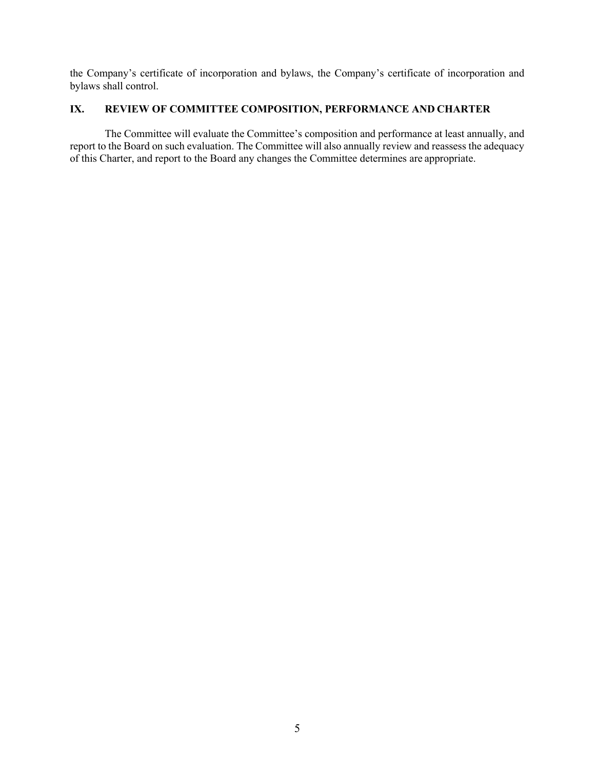the Company's certificate of incorporation and bylaws, the Company's certificate of incorporation and bylaws shall control.

## IX. REVIEW OF COMMITTEE COMPOSITION, PERFORMANCE AND CHARTER

The Committee will evaluate the Committee's composition and performance at least annually, and report to the Board on such evaluation. The Committee will also annually review and reassess the adequacy of this Charter, and report to the Board any changes the Committee determines are appropriate.